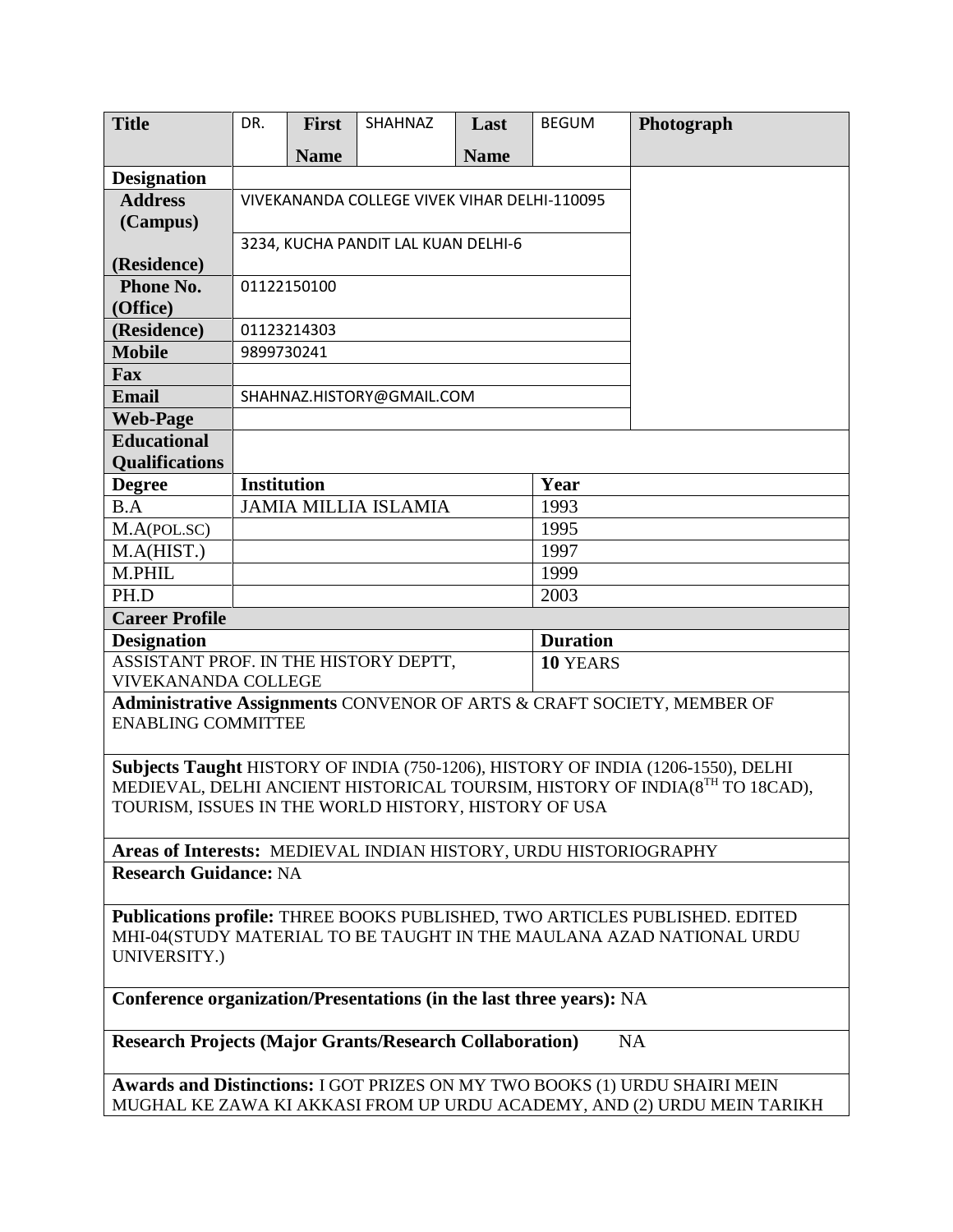| Title | DR. | First Name | SHAHNAZ | Last Name | BEGUM | Photograph |
|---|---|---|---|---|---|---|
| Designation | | | | | | |
| Address (Campus) | VIVEKANANDA COLLEGE VIVEK VIHAR DELHI-110095 | | | | | |
| (Residence) | 3234, KUCHA PANDIT LAL KUAN DELHI-6 | | | | | |
| Phone No. (Office) | 01122150100 | | | | | |
| (Residence) | 01123214303 | | | | | |
| Mobile | 9899730241 | | | | | |
| Fax | | | | | | |
| Email | SHAHNAZ.HISTORY@GMAIL.COM | | | | | |
| Web-Page | | | | | | |

**Educational Qualifications**

| Degree | Institution | Year |
|---|---|---|
| B.A | JAMIA MILLIA ISLAMIA | 1993 |
| M.A(POL.SC) | | 1995 |
| M.A(HIST.) | | 1997 |
| M.PHIL | | 1999 |
| PH.D | | 2003 |

**Career Profile**

| Designation | Duration |
|---|---|
| ASSISTANT PROF. IN THE HISTORY DEPTT, VIVEKANANDA COLLEGE | **10** YEARS |

**Administrative Assignments** CONVENOR OF ARTS & CRAFT SOCIETY, MEMBER OF ENABLING COMMITTEE

**Subjects Taught** HISTORY OF INDIA (750-1206), HISTORY OF INDIA (1206-1550), DELHI MEDIEVAL, DELHI ANCIENT HISTORICAL TOURSIM, HISTORY OF INDIA(8$^{TH}$ TO 18CAD), TOURISM, ISSUES IN THE WORLD HISTORY, HISTORY OF USA

**Areas of Interests:** MEDIEVAL INDIAN HISTORY, URDU HISTORIOGRAPHY

**Research Guidance:** NA

**Publications profile:** THREE BOOKS PUBLISHED, TWO ARTICLES PUBLISHED. EDITED MHI-04(STUDY MATERIAL TO BE TAUGHT IN THE MAULANA AZAD NATIONAL URDU UNIVERSITY.)

**Conference organization/Presentations (in the last three years):** NA

**Research Projects (Major Grants/Research Collaboration)** NA

**Awards and Distinctions:** I GOT PRIZES ON MY TWO BOOKS (1) URDU SHAIRI MEIN MUGHAL KE ZAWA KI AKKASI FROM UP URDU ACADEMY, AND (2) URDU MEIN TARIKH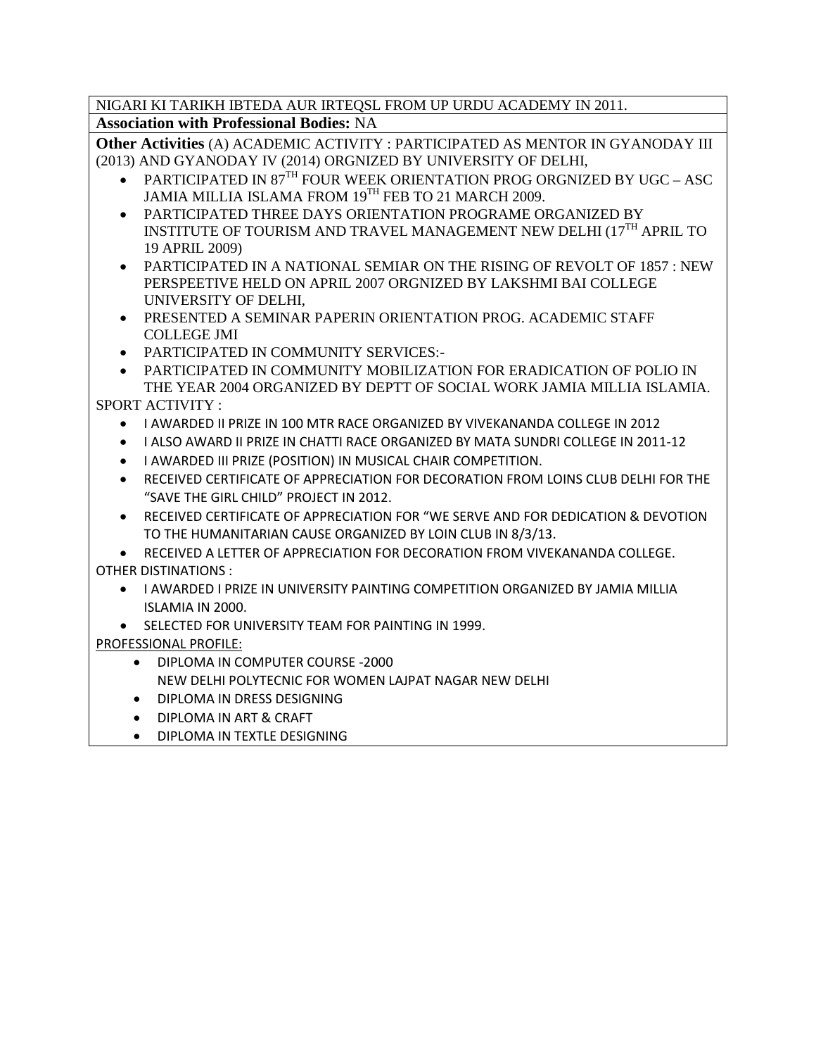NIGARI KI TARIKH IBTEDA AUR IRTEQSL FROM UP URDU ACADEMY IN 2011.

**Association with Professional Bodies:** NA

**Other Activities** (A) ACADEMIC ACTIVITY : PARTICIPATED AS MENTOR IN GYANODAY III (2013) AND GYANODAY IV (2014) ORGNIZED BY UNIVERSITY OF DELHI,

- PARTICIPATED IN 87TH FOUR WEEK ORIENTATION PROG ORGNIZED BY UGC – ASC JAMIA MILLIA ISLAMA FROM 19TH FEB TO 21 MARCH 2009.
- PARTICIPATED THREE DAYS ORIENTATION PROGRAME ORGANIZED BY INSTITUTE OF TOURISM AND TRAVEL MANAGEMENT NEW DELHI (17TH APRIL TO 19 APRIL 2009)
- PARTICIPATED IN A NATIONAL SEMIAR ON THE RISING OF REVOLT OF 1857 : NEW PERSPEETIVE HELD ON APRIL 2007 ORGNIZED BY LAKSHMI BAI COLLEGE UNIVERSITY OF DELHI,
- PRESENTED A SEMINAR PAPERIN ORIENTATION PROG. ACADEMIC STAFF COLLEGE JMI
- PARTICIPATED IN COMMUNITY SERVICES:-
- PARTICIPATED IN COMMUNITY MOBILIZATION FOR ERADICATION OF POLIO IN THE YEAR 2004 ORGANIZED BY DEPTT OF SOCIAL WORK JAMIA MILLIA ISLAMIA.

SPORT ACTIVITY :

- I AWARDED II PRIZE IN 100 MTR RACE ORGANIZED BY VIVEKANANDA COLLEGE IN 2012
- I ALSO AWARD II PRIZE IN CHATTI RACE ORGANIZED BY MATA SUNDRI COLLEGE IN 2011-12
- I AWARDED III PRIZE (POSITION) IN MUSICAL CHAIR COMPETITION.
- RECEIVED CERTIFICATE OF APPRECIATION FOR DECORATION FROM LOINS CLUB DELHI FOR THE "SAVE THE GIRL CHILD" PROJECT IN 2012.
- RECEIVED CERTIFICATE OF APPRECIATION FOR "WE SERVE AND FOR DEDICATION & DEVOTION TO THE HUMANITARIAN CAUSE ORGANIZED BY LOIN CLUB IN 8/3/13.
- RECEIVED A LETTER OF APPRECIATION FOR DECORATION FROM VIVEKANANDA COLLEGE.

OTHER DISTINATIONS :

- I AWARDED I PRIZE IN UNIVERSITY PAINTING COMPETITION ORGANIZED BY JAMIA MILLIA ISLAMIA IN 2000.
- SELECTED FOR UNIVERSITY TEAM FOR PAINTING IN 1999.

PROFESSIONAL PROFILE:

- DIPLOMA IN COMPUTER COURSE -2000
  NEW DELHI POLYTECNIC FOR WOMEN LAJPAT NAGAR NEW DELHI
- DIPLOMA IN DRESS DESIGNING
- DIPLOMA IN ART & CRAFT
- DIPLOMA IN TEXTLE DESIGNING